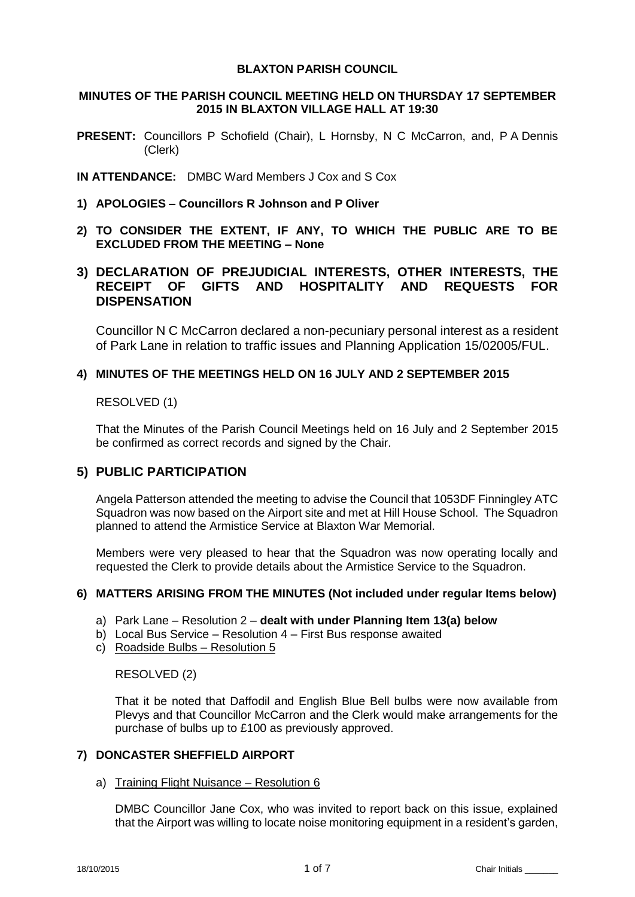# BLAXTON PARISH COUNCIL

## MINUTES OF THE PARISH COUNCIL MEETING HELD ON THURSDAY 17 SEPTEMBER 2015 IN BLAXTON VILLAGE HALL AT 19:30

**PRESENT:** Councillors P Schofield (Chair), L Hornsby, N C McCarron, and, P A Dennis (Clerk)

**IN ATTENDANCE:** DMBC Ward Members J Cox and S Cox

### 1) APOLOGIES – Councillors R Johnson and P Oliver

### 2) TO CONSIDER THE EXTENT, IF ANY, TO WHICH THE PUBLIC ARE TO BE EXCLUDED FROM THE MEETING – None

### 3) DECLARATION OF PREJUDICIAL INTERESTS, OTHER INTERESTS, THE RECEIPT OF GIFTS AND HOSPITALITY AND REQUESTS FOR DISPENSATION

Councillor N C McCarron declared a non-pecuniary personal interest as a resident of Park Lane in relation to traffic issues and Planning Application 15/02005/FUL.

### 4) MINUTES OF THE MEETINGS HELD ON 16 JULY AND 2 SEPTEMBER 2015

RESOLVED (1)

That the Minutes of the Parish Council Meetings held on 16 July and 2 September 2015 be confirmed as correct records and signed by the Chair.

### 5) PUBLIC PARTICIPATION

Angela Patterson attended the meeting to advise the Council that 1053DF Finningley ATC Squadron was now based on the Airport site and met at Hill House School. The Squadron planned to attend the Armistice Service at Blaxton War Memorial.

Members were very pleased to hear that the Squadron was now operating locally and requested the Clerk to provide details about the Armistice Service to the Squadron.

### 6) MATTERS ARISING FROM THE MINUTES (Not included under regular Items below)

a) Park Lane – Resolution 2 – **dealt with under Planning Item 13(a) below**
b) Local Bus Service – Resolution 4 – First Bus response awaited
c) Roadside Bulbs – Resolution 5

RESOLVED (2)

That it be noted that Daffodil and English Blue Bell bulbs were now available from Plevys and that Councillor McCarron and the Clerk would make arrangements for the purchase of bulbs up to £100 as previously approved.

### 7) DONCASTER SHEFFIELD AIRPORT

a) Training Flight Nuisance – Resolution 6

DMBC Councillor Jane Cox, who was invited to report back on this issue, explained that the Airport was willing to locate noise monitoring equipment in a resident's garden,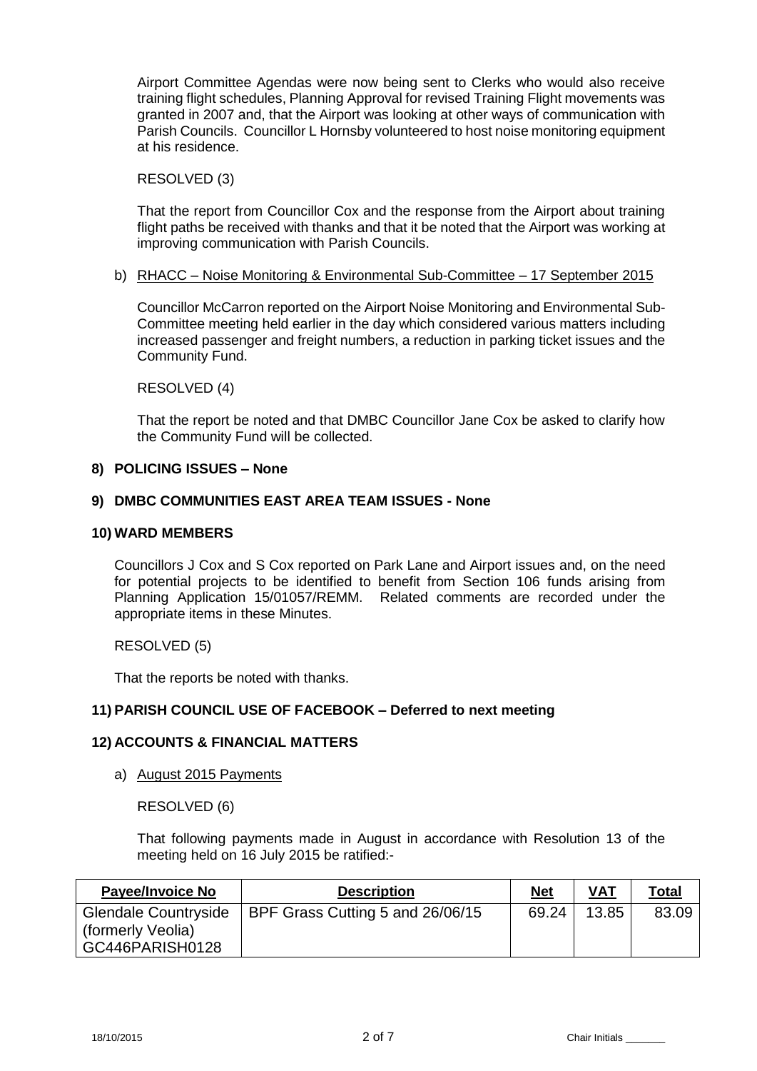Airport Committee Agendas were now being sent to Clerks who would also receive training flight schedules, Planning Approval for revised Training Flight movements was granted in 2007 and, that the Airport was looking at other ways of communication with Parish Councils. Councillor L Hornsby volunteered to host noise monitoring equipment at his residence.

RESOLVED (3)

That the report from Councillor Cox and the response from the Airport about training flight paths be received with thanks and that it be noted that the Airport was working at improving communication with Parish Councils.

b) RHACC – Noise Monitoring & Environmental Sub-Committee – 17 September 2015

Councillor McCarron reported on the Airport Noise Monitoring and Environmental Sub-Committee meeting held earlier in the day which considered various matters including increased passenger and freight numbers, a reduction in parking ticket issues and the Community Fund.

RESOLVED (4)

That the report be noted and that DMBC Councillor Jane Cox be asked to clarify how the Community Fund will be collected.

**8) POLICING ISSUES – None**

**9) DMBC COMMUNITIES EAST AREA TEAM ISSUES - None**

**10) WARD MEMBERS**

Councillors J Cox and S Cox reported on Park Lane and Airport issues and, on the need for potential projects to be identified to benefit from Section 106 funds arising from Planning Application 15/01057/REMM. Related comments are recorded under the appropriate items in these Minutes.

RESOLVED (5)

That the reports be noted with thanks.

**11) PARISH COUNCIL USE OF FACEBOOK – Deferred to next meeting**

**12) ACCOUNTS & FINANCIAL MATTERS**

a) August 2015 Payments

RESOLVED (6)

That following payments made in August in accordance with Resolution 13 of the meeting held on 16 July 2015 be ratified:-

| Payee/Invoice No | Description | Net | VAT | Total |
|---|---|---|---|---|
| Glendale Countryside (formerly Veolia) GC446PARISH0128 | BPF Grass Cutting 5 and 26/06/15 | 69.24 | 13.85 | 83.09 |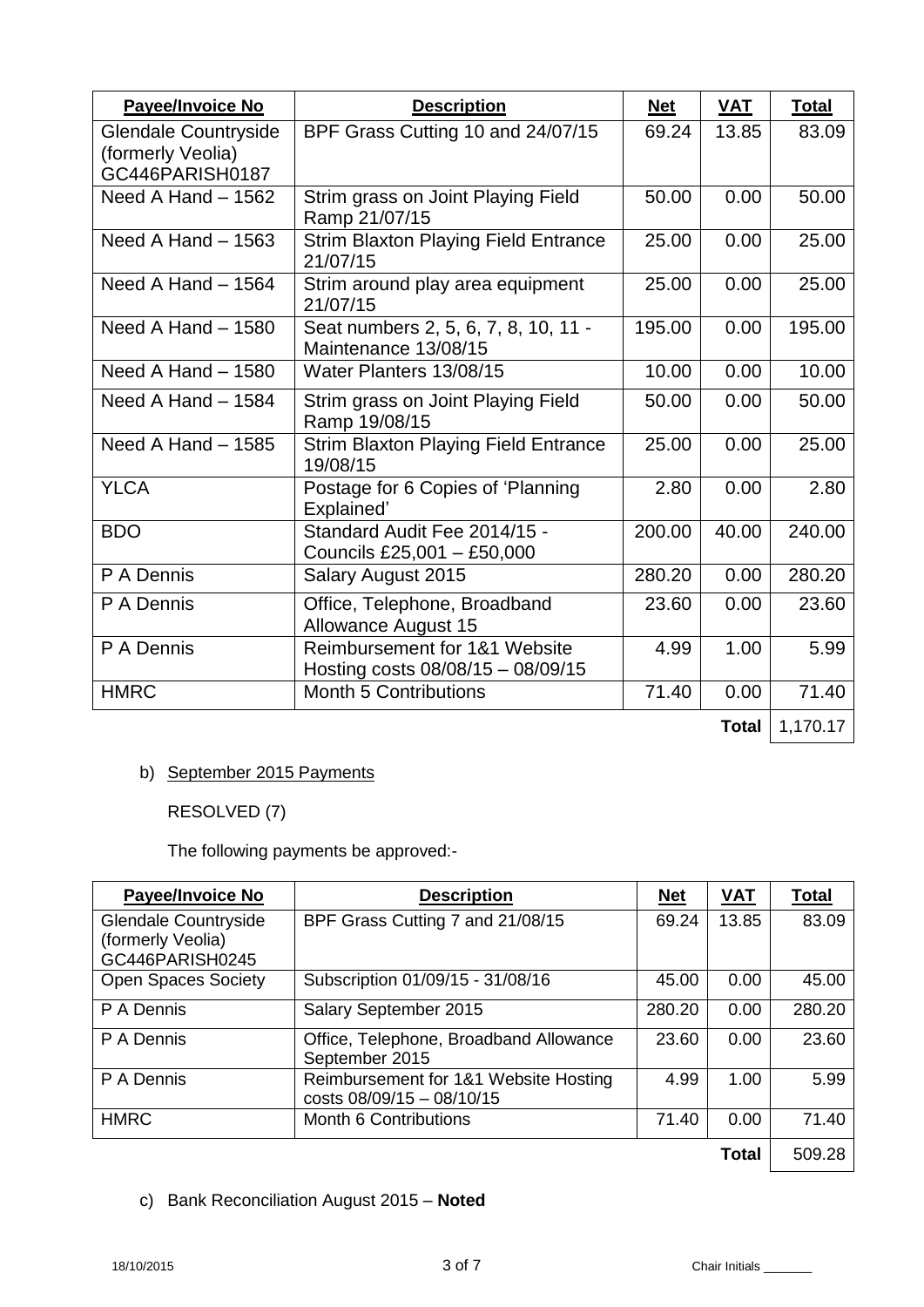| Payee/Invoice No | Description | Net | VAT | Total |
|---|---|---|---|---|
| Glendale Countryside (formerly Veolia) GC446PARISH0187 | BPF Grass Cutting 10 and 24/07/15 | 69.24 | 13.85 | 83.09 |
| Need A Hand – 1562 | Strim grass on Joint Playing Field Ramp 21/07/15 | 50.00 | 0.00 | 50.00 |
| Need A Hand – 1563 | Strim Blaxton Playing Field Entrance 21/07/15 | 25.00 | 0.00 | 25.00 |
| Need A Hand – 1564 | Strim around play area equipment 21/07/15 | 25.00 | 0.00 | 25.00 |
| Need A Hand – 1580 | Seat numbers 2, 5, 6, 7, 8, 10, 11 - Maintenance 13/08/15 | 195.00 | 0.00 | 195.00 |
| Need A Hand – 1580 | Water Planters 13/08/15 | 10.00 | 0.00 | 10.00 |
| Need A Hand – 1584 | Strim grass on Joint Playing Field Ramp 19/08/15 | 50.00 | 0.00 | 50.00 |
| Need A Hand – 1585 | Strim Blaxton Playing Field Entrance 19/08/15 | 25.00 | 0.00 | 25.00 |
| YLCA | Postage for 6 Copies of 'Planning Explained' | 2.80 | 0.00 | 2.80 |
| BDO | Standard Audit Fee 2014/15 - Councils £25,001 – £50,000 | 200.00 | 40.00 | 240.00 |
| P A Dennis | Salary August 2015 | 280.20 | 0.00 | 280.20 |
| P A Dennis | Office, Telephone, Broadband Allowance August 15 | 23.60 | 0.00 | 23.60 |
| P A Dennis | Reimbursement for 1&1 Website Hosting costs 08/08/15 – 08/09/15 | 4.99 | 1.00 | 5.99 |
| HMRC | Month 5 Contributions | 71.40 | 0.00 | 71.40 |
| | | | **Total** | 1,170.17 |

b) September 2015 Payments

RESOLVED (7)

The following payments be approved:-

| Payee/Invoice No | Description | Net | VAT | Total |
|---|---|---|---|---|
| Glendale Countryside (formerly Veolia) GC446PARISH0245 | BPF Grass Cutting 7 and 21/08/15 | 69.24 | 13.85 | 83.09 |
| Open Spaces Society | Subscription 01/09/15 - 31/08/16 | 45.00 | 0.00 | 45.00 |
| P A Dennis | Salary September 2015 | 280.20 | 0.00 | 280.20 |
| P A Dennis | Office, Telephone, Broadband Allowance September 2015 | 23.60 | 0.00 | 23.60 |
| P A Dennis | Reimbursement for 1&1 Website Hosting costs 08/09/15 – 08/10/15 | 4.99 | 1.00 | 5.99 |
| HMRC | Month 6 Contributions | 71.40 | 0.00 | 71.40 |
| | | | **Total** | 509.28 |

c) Bank Reconciliation August 2015 – **Noted**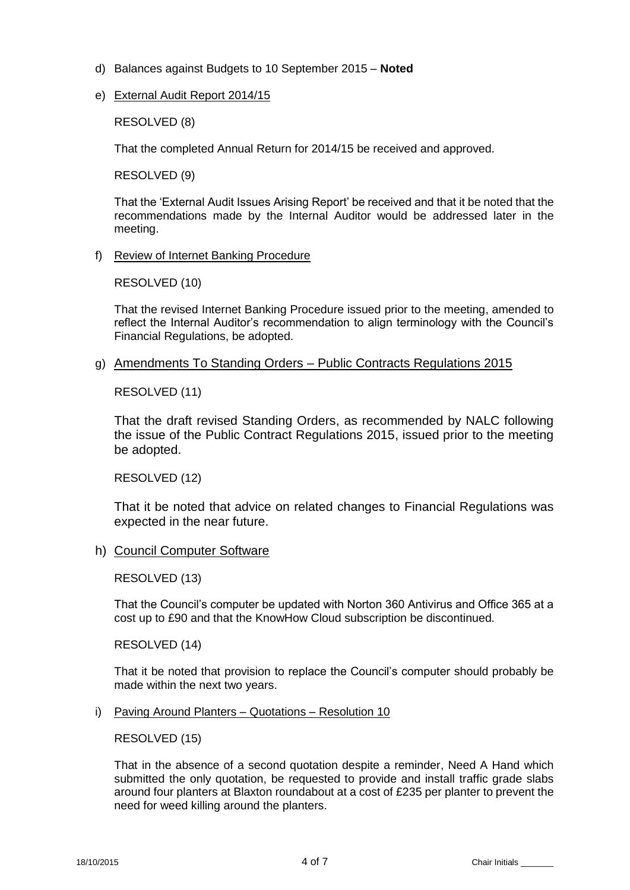d) Balances against Budgets to 10 September 2015 – **Noted**

e) <u>External Audit Report 2014/15</u>

RESOLVED (8)

That the completed Annual Return for 2014/15 be received and approved.

RESOLVED (9)

That the 'External Audit Issues Arising Report' be received and that it be noted that the recommendations made by the Internal Auditor would be addressed later in the meeting.

f) <u>Review of Internet Banking Procedure</u>

RESOLVED (10)

That the revised Internet Banking Procedure issued prior to the meeting, amended to reflect the Internal Auditor's recommendation to align terminology with the Council's Financial Regulations, be adopted.

g) <u>Amendments To Standing Orders – Public Contracts Regulations 2015</u>

RESOLVED (11)

That the draft revised Standing Orders, as recommended by NALC following the issue of the Public Contract Regulations 2015, issued prior to the meeting be adopted.

RESOLVED (12)

That it be noted that advice on related changes to Financial Regulations was expected in the near future.

h) <u>Council Computer Software</u>

RESOLVED (13)

That the Council's computer be updated with Norton 360 Antivirus and Office 365 at a cost up to £90 and that the KnowHow Cloud subscription be discontinued.

RESOLVED (14)

That it be noted that provision to replace the Council's computer should probably be made within the next two years.

i) <u>Paving Around Planters – Quotations – Resolution 10</u>

RESOLVED (15)

That in the absence of a second quotation despite a reminder, Need A Hand which submitted the only quotation, be requested to provide and install traffic grade slabs around four planters at Blaxton roundabout at a cost of £235 per planter to prevent the need for weed killing around the planters.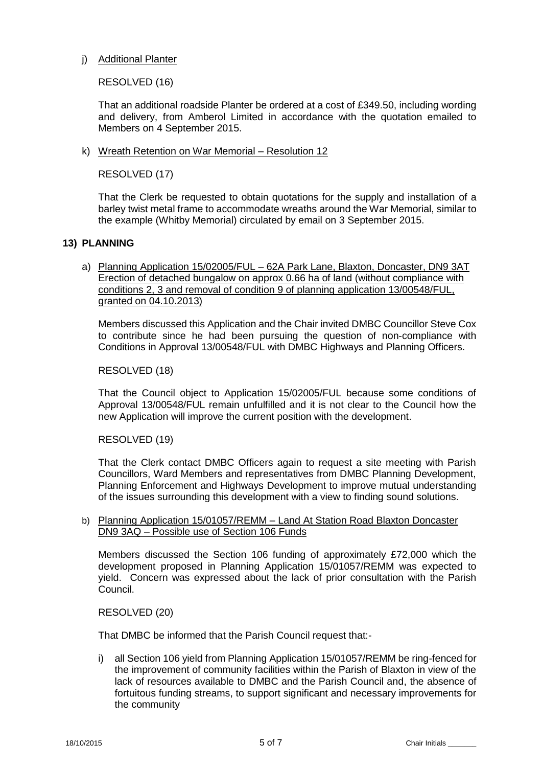j) Additional Planter

RESOLVED (16)

That an additional roadside Planter be ordered at a cost of £349.50, including wording and delivery, from Amberol Limited in accordance with the quotation emailed to Members on 4 September 2015.

k) Wreath Retention on War Memorial – Resolution 12

RESOLVED (17)

That the Clerk be requested to obtain quotations for the supply and installation of a barley twist metal frame to accommodate wreaths around the War Memorial, similar to the example (Whitby Memorial) circulated by email on 3 September 2015.

## 13) PLANNING

a) Planning Application 15/02005/FUL – 62A Park Lane, Blaxton, Doncaster, DN9 3AT Erection of detached bungalow on approx 0.66 ha of land (without compliance with conditions 2, 3 and removal of condition 9 of planning application 13/00548/FUL, granted on 04.10.2013)

Members discussed this Application and the Chair invited DMBC Councillor Steve Cox to contribute since he had been pursuing the question of non-compliance with Conditions in Approval 13/00548/FUL with DMBC Highways and Planning Officers.

RESOLVED (18)

That the Council object to Application 15/02005/FUL because some conditions of Approval 13/00548/FUL remain unfulfilled and it is not clear to the Council how the new Application will improve the current position with the development.

RESOLVED (19)

That the Clerk contact DMBC Officers again to request a site meeting with Parish Councillors, Ward Members and representatives from DMBC Planning Development, Planning Enforcement and Highways Development to improve mutual understanding of the issues surrounding this development with a view to finding sound solutions.

b) Planning Application 15/01057/REMM – Land At Station Road Blaxton Doncaster DN9 3AQ – Possible use of Section 106 Funds

Members discussed the Section 106 funding of approximately £72,000 which the development proposed in Planning Application 15/01057/REMM was expected to yield. Concern was expressed about the lack of prior consultation with the Parish Council.

RESOLVED (20)

That DMBC be informed that the Parish Council request that:-

i) all Section 106 yield from Planning Application 15/01057/REMM be ring-fenced for the improvement of community facilities within the Parish of Blaxton in view of the lack of resources available to DMBC and the Parish Council and, the absence of fortuitous funding streams, to support significant and necessary improvements for the community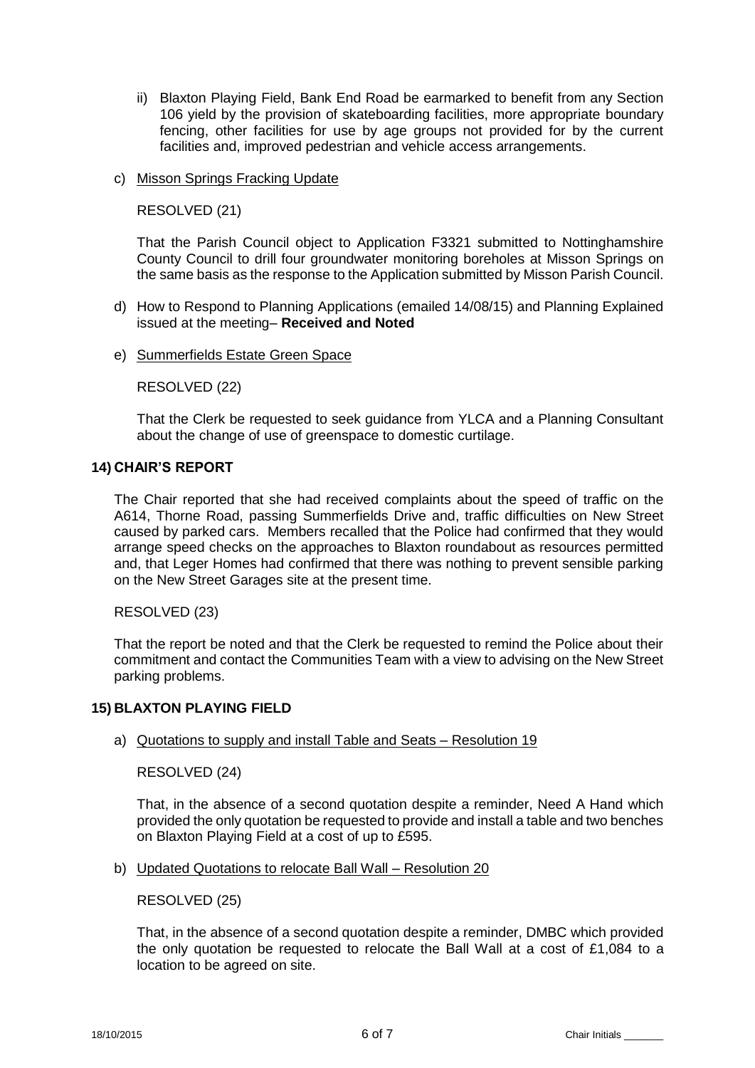ii) Blaxton Playing Field, Bank End Road be earmarked to benefit from any Section 106 yield by the provision of skateboarding facilities, more appropriate boundary fencing, other facilities for use by age groups not provided for by the current facilities and, improved pedestrian and vehicle access arrangements.

c) Misson Springs Fracking Update

RESOLVED (21)

That the Parish Council object to Application F3321 submitted to Nottinghamshire County Council to drill four groundwater monitoring boreholes at Misson Springs on the same basis as the response to the Application submitted by Misson Parish Council.

d) How to Respond to Planning Applications (emailed 14/08/15) and Planning Explained issued at the meeting– **Received and Noted**

e) Summerfields Estate Green Space

RESOLVED (22)

That the Clerk be requested to seek guidance from YLCA and a Planning Consultant about the change of use of greenspace to domestic curtilage.

## 14) CHAIR'S REPORT

The Chair reported that she had received complaints about the speed of traffic on the A614, Thorne Road, passing Summerfields Drive and, traffic difficulties on New Street caused by parked cars. Members recalled that the Police had confirmed that they would arrange speed checks on the approaches to Blaxton roundabout as resources permitted and, that Leger Homes had confirmed that there was nothing to prevent sensible parking on the New Street Garages site at the present time.

RESOLVED (23)

That the report be noted and that the Clerk be requested to remind the Police about their commitment and contact the Communities Team with a view to advising on the New Street parking problems.

## 15) BLAXTON PLAYING FIELD

a) Quotations to supply and install Table and Seats – Resolution 19

RESOLVED (24)

That, in the absence of a second quotation despite a reminder, Need A Hand which provided the only quotation be requested to provide and install a table and two benches on Blaxton Playing Field at a cost of up to £595.

b) Updated Quotations to relocate Ball Wall – Resolution 20

RESOLVED (25)

That, in the absence of a second quotation despite a reminder, DMBC which provided the only quotation be requested to relocate the Ball Wall at a cost of £1,084 to a location to be agreed on site.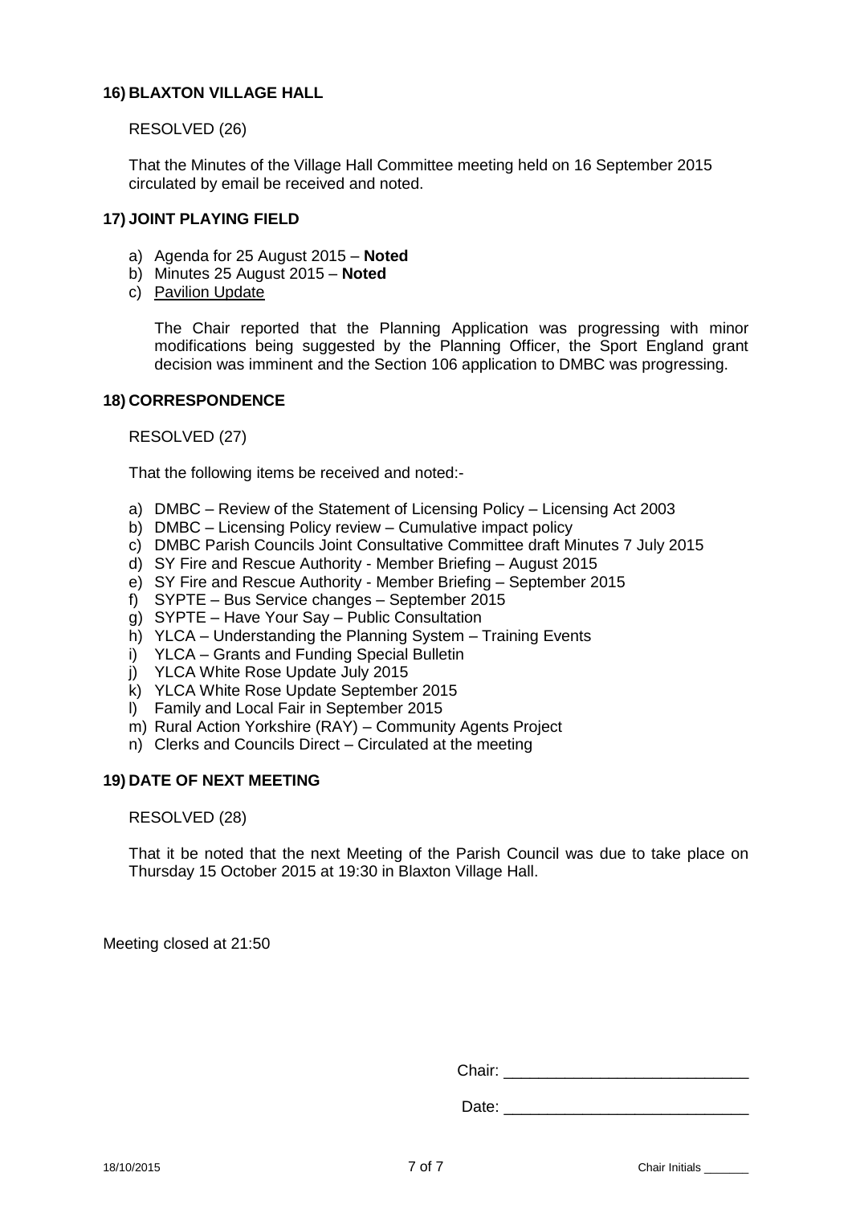**16) BLAXTON VILLAGE HALL**

RESOLVED (26)

That the Minutes of the Village Hall Committee meeting held on 16 September 2015 circulated by email be received and noted.

**17) JOINT PLAYING FIELD**

a) Agenda for 25 August 2015 – **Noted**
b) Minutes 25 August 2015 – **Noted**
c) Pavilion Update

The Chair reported that the Planning Application was progressing with minor modifications being suggested by the Planning Officer, the Sport England grant decision was imminent and the Section 106 application to DMBC was progressing.

**18) CORRESPONDENCE**

RESOLVED (27)

That the following items be received and noted:-

a) DMBC – Review of the Statement of Licensing Policy – Licensing Act 2003
b) DMBC – Licensing Policy review – Cumulative impact policy
c) DMBC Parish Councils Joint Consultative Committee draft Minutes 7 July 2015
d) SY Fire and Rescue Authority - Member Briefing – August 2015
e) SY Fire and Rescue Authority - Member Briefing – September 2015
f) SYPTE – Bus Service changes – September 2015
g) SYPTE – Have Your Say – Public Consultation
h) YLCA – Understanding the Planning System – Training Events
i) YLCA – Grants and Funding Special Bulletin
j) YLCA White Rose Update July 2015
k) YLCA White Rose Update September 2015
l) Family and Local Fair in September 2015
m) Rural Action Yorkshire (RAY) – Community Agents Project
n) Clerks and Councils Direct – Circulated at the meeting

**19) DATE OF NEXT MEETING**

RESOLVED (28)

That it be noted that the next Meeting of the Parish Council was due to take place on Thursday 15 October 2015 at 19:30 in Blaxton Village Hall.

Meeting closed at 21:50

Chair: ____________________________

Date: ____________________________